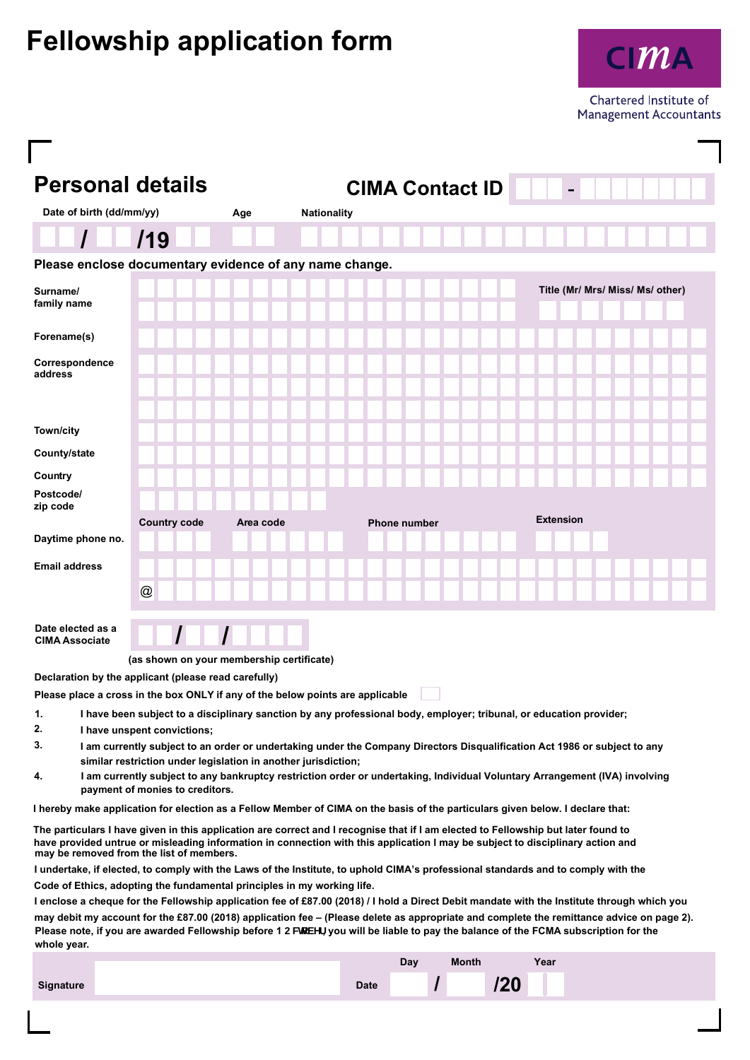# Fellowship application form

CIMA

Chartered Institute of Management Accountants

## Personal details

**CIMA Contact ID** -

Date of birth (dd/mm/yy) / /19

Age

Nationality

**Please enclose documentary evidence of any name change.**

Surname/ family name

Title (Mr/ Mrs/ Miss/ Ms/ other)

Forename(s)

Correspondence address

Town/city

County/state

Country

Postcode/ zip code

Daytime phone no. — Country code, Area code, Phone number, Extension

Email address

@

Date elected as a CIMA Associate / /

(as shown on your membership certificate)

**Declaration by the applicant (please read carefully)**

**Please place a cross in the box ONLY if any of the below points are applicable**

1. I have been subject to a disciplinary sanction by any professional body, employer; tribunal, or education provider;
2. I have unspent convictions;
3. I am currently subject to an order or undertaking under the Company Directors Disqualification Act 1986 or subject to any similar restriction under legislation in another jurisdiction;
4. I am currently subject to any bankruptcy restriction order or undertaking, Individual Voluntary Arrangement (IVA) involving payment of monies to creditors.

I hereby make application for election as a Fellow Member of CIMA on the basis of the particulars given below. I declare that:

The particulars I have given in this application are correct and I recognise that if I am elected to Fellowship but later found to have provided untrue or misleading information in connection with this application I may be subject to disciplinary action and may be removed from the list of members.

I undertake, if elected, to comply with the Laws of the Institute, to uphold CIMA's professional standards and to comply with the Code of Ethics, adopting the fundamental principles in my working life.

I enclose a cheque for the Fellowship application fee of £87.00 (2018) / I hold a Direct Debit mandate with the Institute through which you may debit my account for the £87.00 (2018) application fee – (Please delete as appropriate and complete the remittance advice on page 2). Please note, if you are awarded Fellowship before 1 2 FWREHU, you will be liable to pay the balance of the FCMA subscription for the whole year.

Signature

Date — Day / Month /20 Year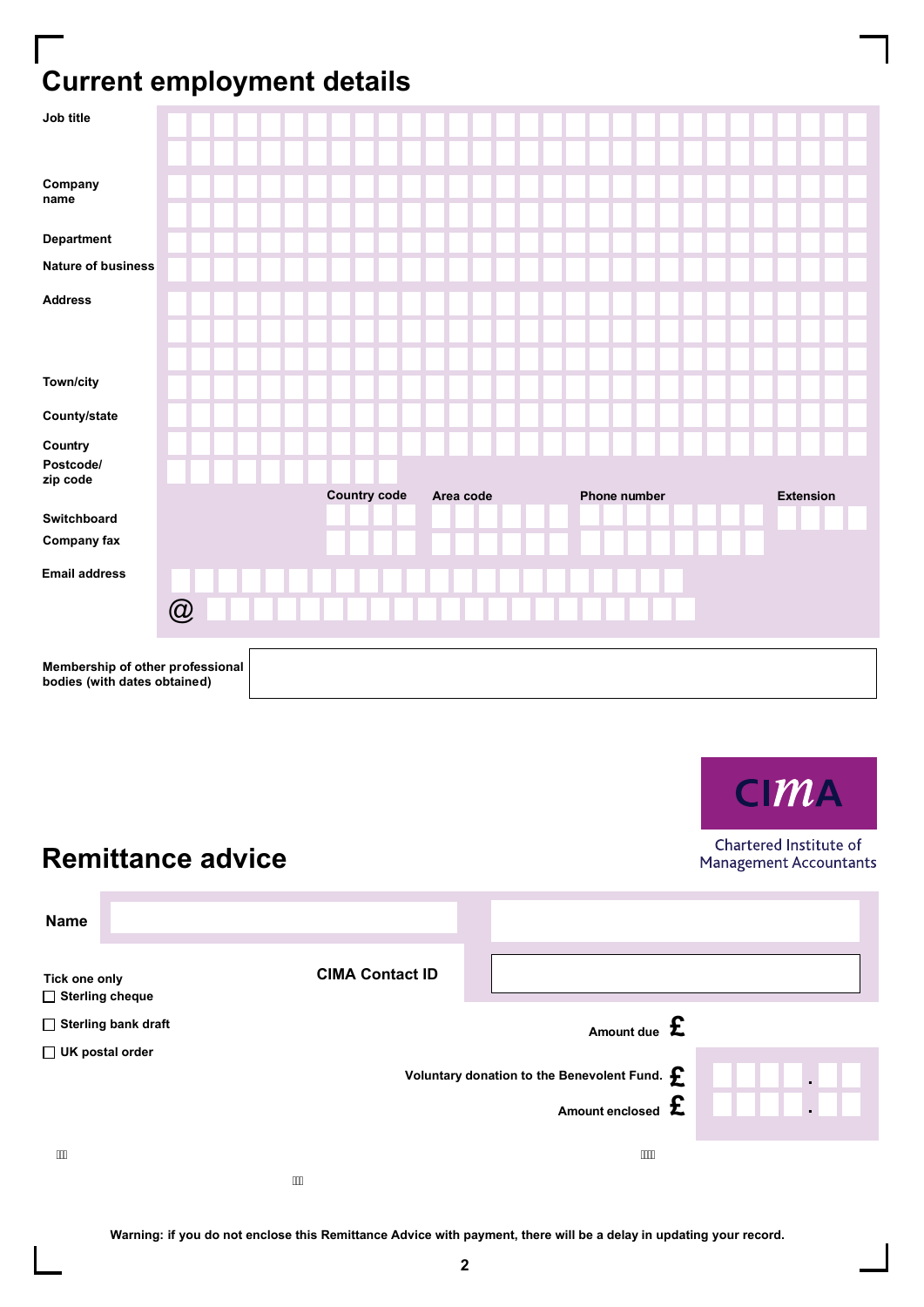# Current employment details

Job title

Company name

Department

Nature of business

Address

Town/city

County/state

Country

Postcode/ zip code

| | Country code | Area code | Phone number | Extension |
|---|---|---|---|---|
| Switchboard | | | | |
| Company fax | | | | |

Email address

@

Membership of other professional bodies (with dates obtained)

CIMA

Chartered Institute of Management Accountants

# Remittance advice

**Name**

**CIMA Contact ID**

Tick one only

- ☐ Sterling cheque
- ☐ Sterling bank draft
- ☐ UK postal order

Amount due £

Voluntary donation to the Benevolent Fund. £ .

Amount enclosed £ .

**Warning: if you do not enclose this Remittance Advice with payment, there will be a delay in updating your record.**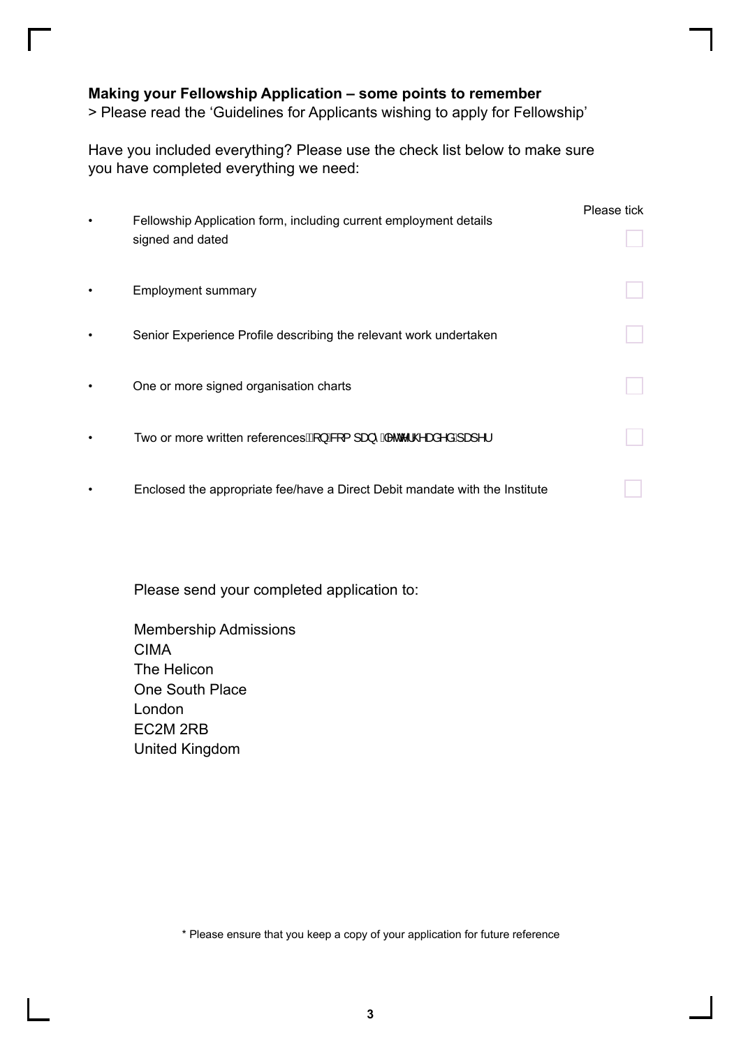**Making your Fellowship Application – some points to remember**

> Please read the 'Guidelines for Applicants wishing to apply for Fellowship'

Have you included everything? Please use the check list below to make sure you have completed everything we need:

| | Please tick |
|---|---|
| • Fellowship Application form, including current employment details signed and dated | ☐ |
| • Employment summary | ☐ |
| • Senior Experience Profile describing the relevant work undertaken | ☐ |
| • One or more signed organisation charts | ☐ |
| • Two or more written references, on company letterheaded paper | ☐ |
| • Enclosed the appropriate fee/have a Direct Debit mandate with the Institute | ☐ |

Please send your completed application to:

Membership Admissions
CIMA
The Helicon
One South Place
London
EC2M 2RB
United Kingdom

* Please ensure that you keep a copy of your application for future reference